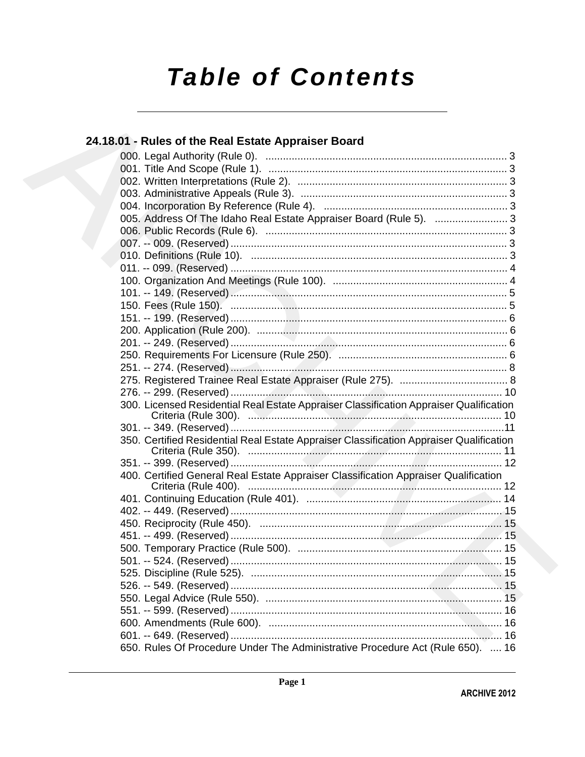# Table of Contents

## 24.18.01 - Rules of the Real Estate Appraiser Board

000. Legal Authority (Rule 0). .................................................................................. 3
001. Title And Scope (Rule 1). .................................................................................. 3
002. Written Interpretations (Rule 2). ........................................................................ 3
003. Administrative Appeals (Rule 3). ....................................................................... 3
004. Incorporation By Reference (Rule 4). ............................................................... 3
005. Address Of The Idaho Real Estate Appraiser Board (Rule 5). ......................... 3
006. Public Records (Rule 6). .................................................................................. 3
007. -- 009. (Reserved) ............................................................................................... 3
010. Definitions (Rule 10). ........................................................................................ 3
011. -- 099. (Reserved) ............................................................................................... 4
100. Organization And Meetings (Rule 100). ............................................................ 4
101. -- 149. (Reserved) ............................................................................................... 5
150. Fees (Rule 150). ............................................................................................... 5
151. -- 199. (Reserved) ............................................................................................... 6
200. Application (Rule 200). ...................................................................................... 6
201. -- 249. (Reserved) ............................................................................................... 6
250. Requirements For Licensure (Rule 250). .......................................................... 6
251. -- 274. (Reserved) ............................................................................................... 8
275. Registered Trainee Real Estate Appraiser (Rule 275). ..................................... 8
276. -- 299. (Reserved) ............................................................................................. 10
300. Licensed Residential Real Estate Appraiser Classification Appraiser Qualification Criteria (Rule 300). ....................................................................................... 10
301. -- 349. (Reserved) ..............................................................................................11
350. Certified Residential Real Estate Appraiser Classification Appraiser Qualification Criteria (Rule 350). ....................................................................................... 11
351. -- 399. (Reserved) ............................................................................................. 12
400. Certified General Real Estate Appraiser Classification Appraiser Qualification Criteria (Rule 400). ....................................................................................... 12
401. Continuing Education (Rule 401). ................................................................... 14
402. -- 449. (Reserved) ............................................................................................. 15
450. Reciprocity (Rule 450). ................................................................................... 15
451. -- 499. (Reserved) ............................................................................................. 15
500. Temporary Practice (Rule 500). ...................................................................... 15
501. -- 524. (Reserved) ............................................................................................. 15
525. Discipline (Rule 525). ..................................................................................... 15
526. -- 549. (Reserved) ............................................................................................. 15
550. Legal Advice (Rule 550). ................................................................................. 15
551. -- 599. (Reserved) ............................................................................................. 16
600. Amendments (Rule 600). ................................................................................ 16
601. -- 649. (Reserved) ............................................................................................. 16
650. Rules Of Procedure Under The Administrative Procedure Act (Rule 650). .... 16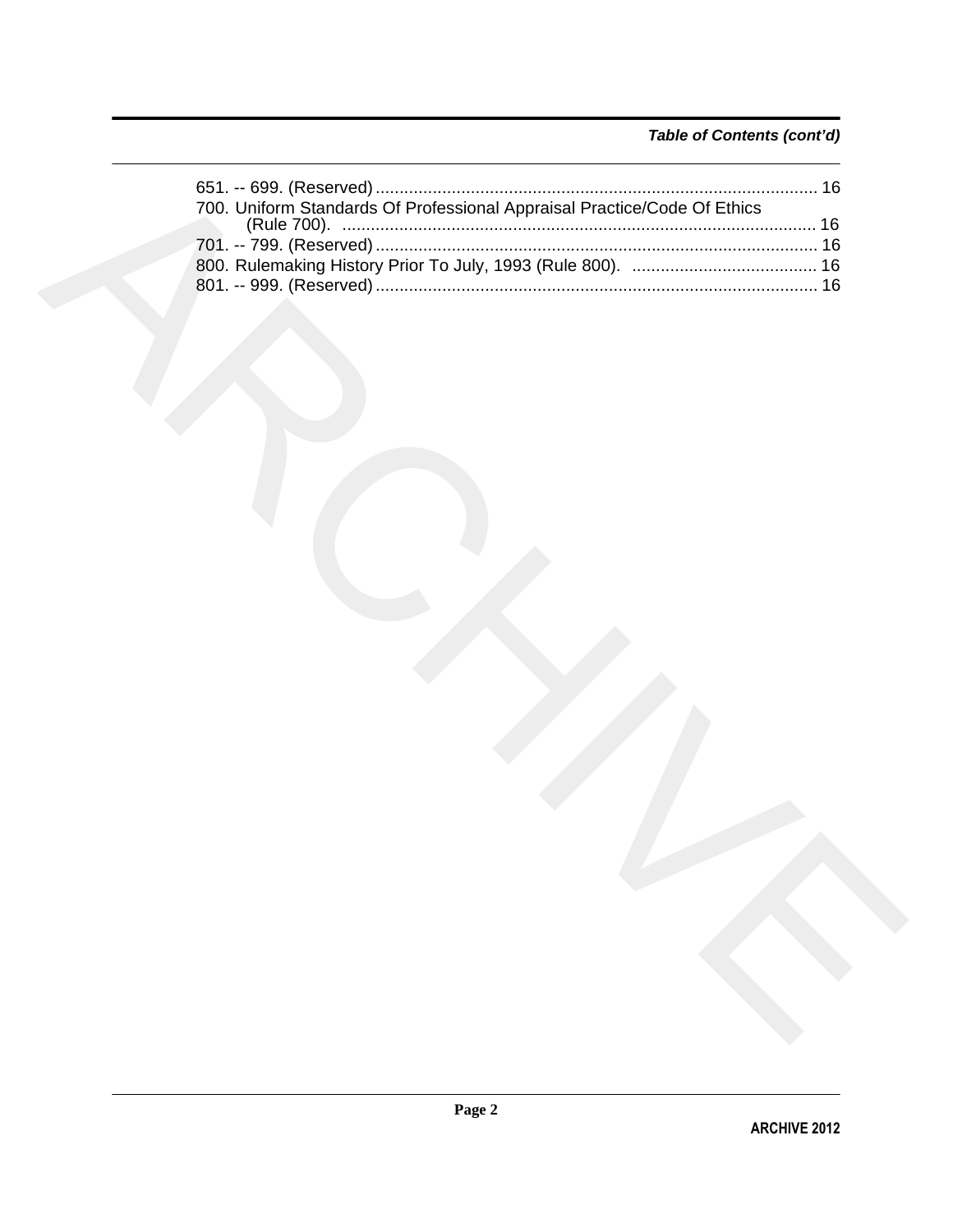*Table of Contents (cont'd)*

651. -- 699. (Reserved) ............................................................................................ 16
700. Uniform Standards Of Professional Appraisal Practice/Code Of Ethics (Rule 700). ................................................................................................... 16
701. -- 799. (Reserved) ............................................................................................ 16
800. Rulemaking History Prior To July, 1993 (Rule 800). ....................................... 16
801. -- 999. (Reserved) ............................................................................................ 16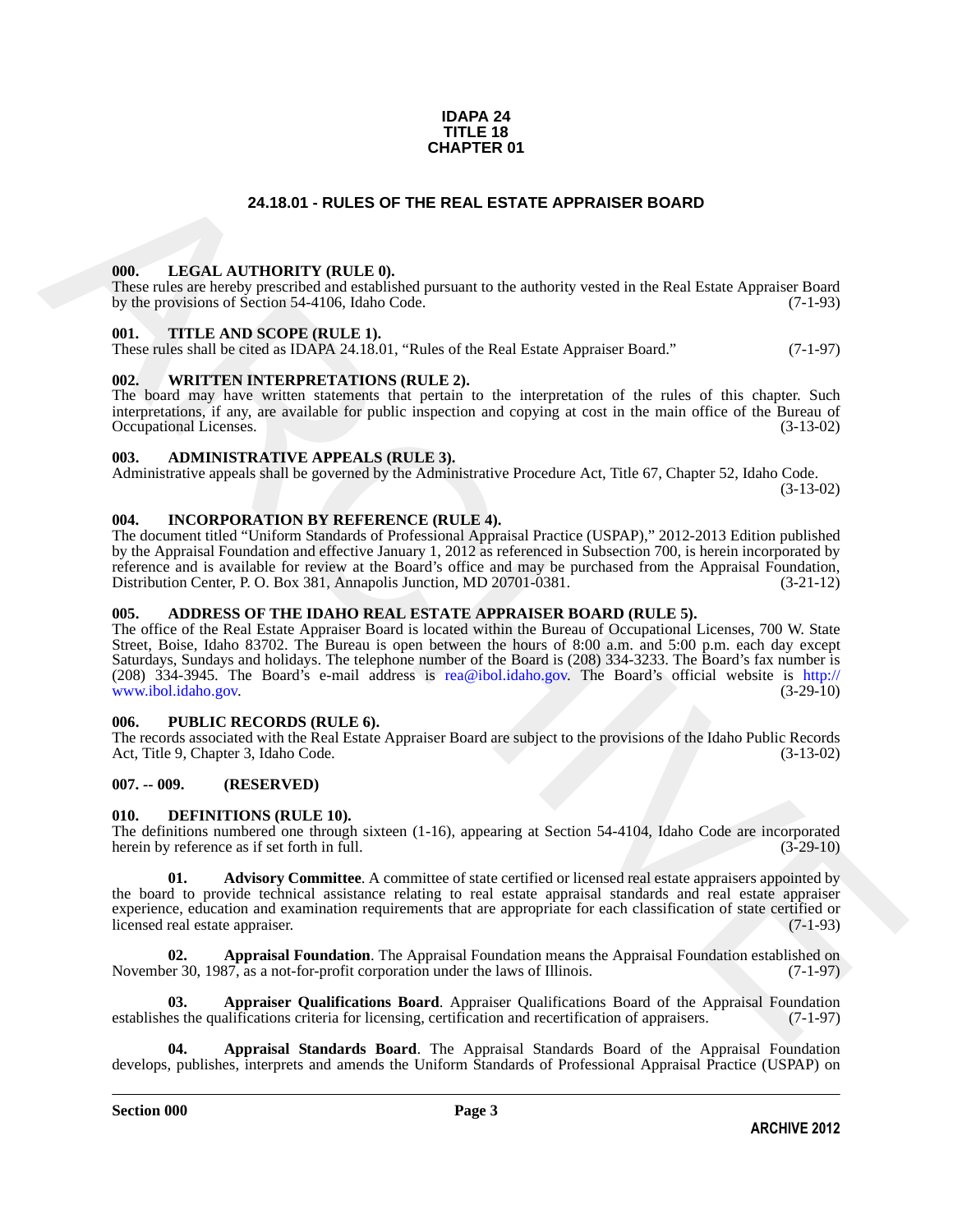**IDAPA 24**
**TITLE 18**
**CHAPTER 01**

## 24.18.01 - RULES OF THE REAL ESTATE APPRAISER BOARD

### 000. LEGAL AUTHORITY (RULE 0).

These rules are hereby prescribed and established pursuant to the authority vested in the Real Estate Appraiser Board by the provisions of Section 54-4106, Idaho Code. (7-1-93)

### 001. TITLE AND SCOPE (RULE 1).

These rules shall be cited as IDAPA 24.18.01, "Rules of the Real Estate Appraiser Board." (7-1-97)

### 002. WRITTEN INTERPRETATIONS (RULE 2).

The board may have written statements that pertain to the interpretation of the rules of this chapter. Such interpretations, if any, are available for public inspection and copying at cost in the main office of the Bureau of Occupational Licenses. (3-13-02)

### 003. ADMINISTRATIVE APPEALS (RULE 3).

Administrative appeals shall be governed by the Administrative Procedure Act, Title 67, Chapter 52, Idaho Code. (3-13-02)

### 004. INCORPORATION BY REFERENCE (RULE 4).

The document titled "Uniform Standards of Professional Appraisal Practice (USPAP)," 2012-2013 Edition published by the Appraisal Foundation and effective January 1, 2012 as referenced in Subsection 700, is herein incorporated by reference and is available for review at the Board's office and may be purchased from the Appraisal Foundation, Distribution Center, P. O. Box 381, Annapolis Junction, MD 20701-0381. (3-21-12)

### 005. ADDRESS OF THE IDAHO REAL ESTATE APPRAISER BOARD (RULE 5).

The office of the Real Estate Appraiser Board is located within the Bureau of Occupational Licenses, 700 W. State Street, Boise, Idaho 83702. The Bureau is open between the hours of 8:00 a.m. and 5:00 p.m. each day except Saturdays, Sundays and holidays. The telephone number of the Board is (208) 334-3233. The Board's fax number is (208) 334-3945. The Board's e-mail address is rea@ibol.idaho.gov. The Board's official website is http://www.ibol.idaho.gov. (3-29-10)

### 006. PUBLIC RECORDS (RULE 6).

The records associated with the Real Estate Appraiser Board are subject to the provisions of the Idaho Public Records Act, Title 9, Chapter 3, Idaho Code. (3-13-02)

### 007. -- 009. (RESERVED)

### 010. DEFINITIONS (RULE 10).

The definitions numbered one through sixteen (1-16), appearing at Section 54-4104, Idaho Code are incorporated herein by reference as if set forth in full. (3-29-10)

**01. Advisory Committee**. A committee of state certified or licensed real estate appraisers appointed by the board to provide technical assistance relating to real estate appraisal standards and real estate appraiser experience, education and examination requirements that are appropriate for each classification of state certified or licensed real estate appraiser. (7-1-93)

**02. Appraisal Foundation**. The Appraisal Foundation means the Appraisal Foundation established on November 30, 1987, as a not-for-profit corporation under the laws of Illinois. (7-1-97)

**03. Appraiser Qualifications Board**. Appraiser Qualifications Board of the Appraisal Foundation establishes the qualifications criteria for licensing, certification and recertification of appraisers. (7-1-97)

**04. Appraisal Standards Board**. The Appraisal Standards Board of the Appraisal Foundation develops, publishes, interprets and amends the Uniform Standards of Professional Appraisal Practice (USPAP) on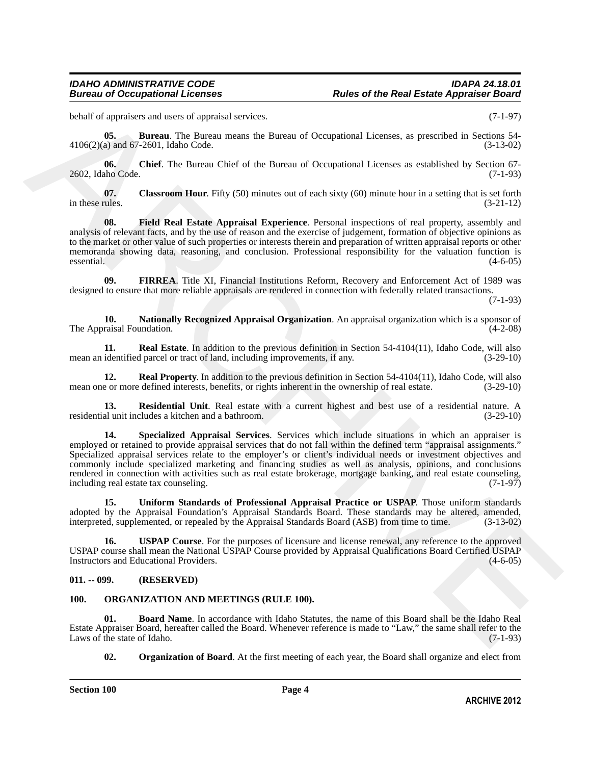behalf of appraisers and users of appraisal services. (7-1-97)

**05. Bureau**. The Bureau means the Bureau of Occupational Licenses, as prescribed in Sections 54-4106(2)(a) and 67-2601, Idaho Code. (3-13-02)

**06. Chief**. The Bureau Chief of the Bureau of Occupational Licenses as established by Section 67-2602, Idaho Code. (7-1-93)

**07. Classroom Hour**. Fifty (50) minutes out of each sixty (60) minute hour in a setting that is set forth in these rules. (3-21-12)

**08. Field Real Estate Appraisal Experience**. Personal inspections of real property, assembly and analysis of relevant facts, and by the use of reason and the exercise of judgement, formation of objective opinions as to the market or other value of such properties or interests therein and preparation of written appraisal reports or other memoranda showing data, reasoning, and conclusion. Professional responsibility for the valuation function is essential. (4-6-05)

**09. FIRREA**. Title XI, Financial Institutions Reform, Recovery and Enforcement Act of 1989 was designed to ensure that more reliable appraisals are rendered in connection with federally related transactions. (7-1-93)

**10. Nationally Recognized Appraisal Organization**. An appraisal organization which is a sponsor of The Appraisal Foundation. (4-2-08)

**11. Real Estate**. In addition to the previous definition in Section 54-4104(11), Idaho Code, will also mean an identified parcel or tract of land, including improvements, if any. (3-29-10)

**12. Real Property**. In addition to the previous definition in Section 54-4104(11), Idaho Code, will also mean one or more defined interests, benefits, or rights inherent in the ownership of real estate. (3-29-10)

**13. Residential Unit**. Real estate with a current highest and best use of a residential nature. A residential unit includes a kitchen and a bathroom. (3-29-10)

**14. Specialized Appraisal Services**. Services which include situations in which an appraiser is employed or retained to provide appraisal services that do not fall within the defined term "appraisal assignments." Specialized appraisal services relate to the employer's or client's individual needs or investment objectives and commonly include specialized marketing and financing studies as well as analysis, opinions, and conclusions rendered in connection with activities such as real estate brokerage, mortgage banking, and real estate counseling, including real estate tax counseling. (7-1-97)

**15. Uniform Standards of Professional Appraisal Practice or USPAP**. Those uniform standards adopted by the Appraisal Foundation's Appraisal Standards Board. These standards may be altered, amended, interpreted, supplemented, or repealed by the Appraisal Standards Board (ASB) from time to time. (3-13-02)

**16. USPAP Course**. For the purposes of licensure and license renewal, any reference to the approved USPAP course shall mean the National USPAP Course provided by Appraisal Qualifications Board Certified USPAP Instructors and Educational Providers. (4-6-05)

## 011. -- 099. (RESERVED)

## 100. ORGANIZATION AND MEETINGS (RULE 100).

**01. Board Name**. In accordance with Idaho Statutes, the name of this Board shall be the Idaho Real Estate Appraiser Board, hereafter called the Board. Whenever reference is made to "Law," the same shall refer to the Laws of the state of Idaho. (7-1-93)

**02. Organization of Board**. At the first meeting of each year, the Board shall organize and elect from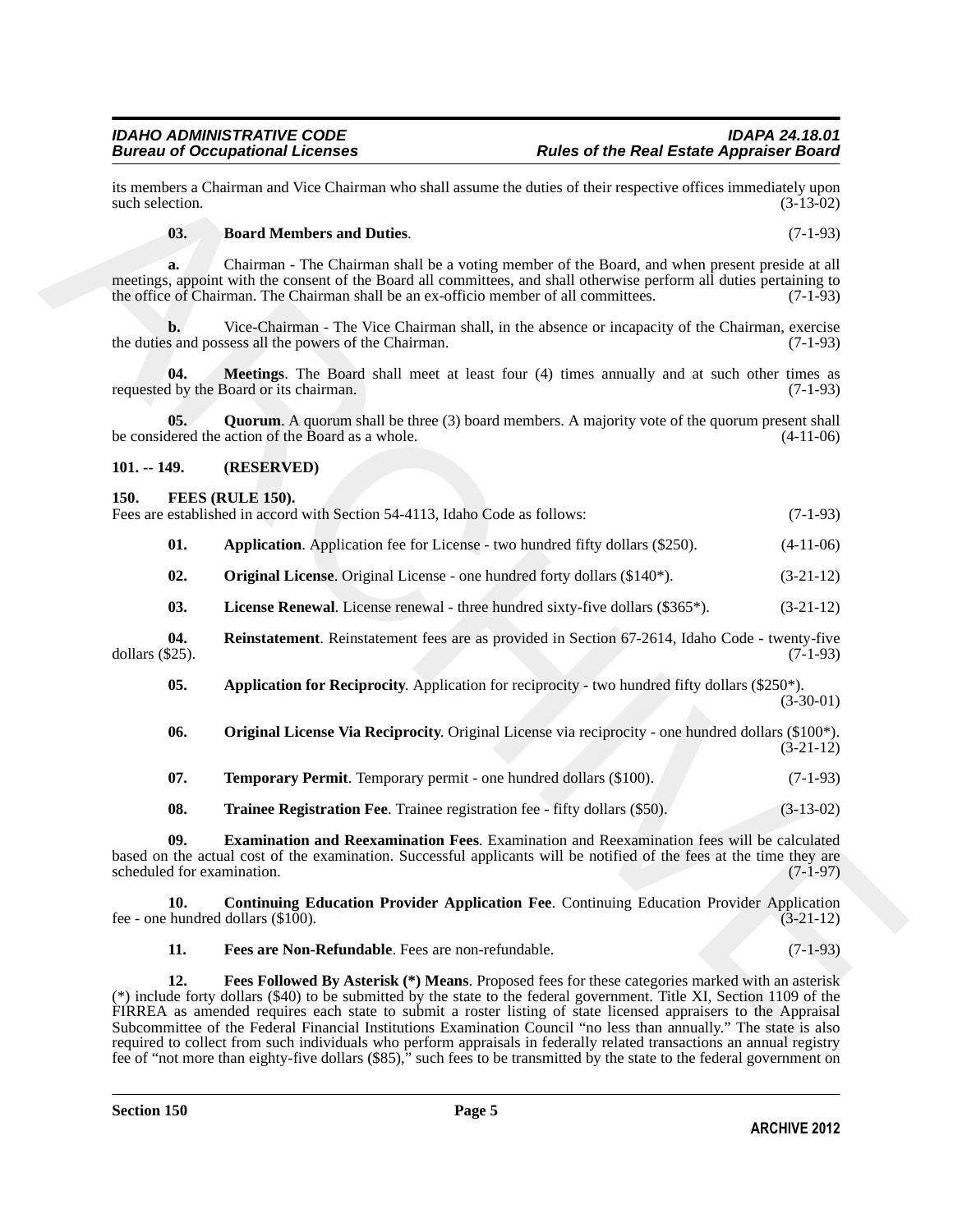its members a Chairman and Vice Chairman who shall assume the duties of their respective offices immediately upon such selection. (3-13-02)

**03. Board Members and Duties**. (7-1-93)

**a.** Chairman - The Chairman shall be a voting member of the Board, and when present preside at all meetings, appoint with the consent of the Board all committees, and shall otherwise perform all duties pertaining to the office of Chairman. The Chairman shall be an ex-officio member of all committees. (7-1-93)

**b.** Vice-Chairman - The Vice Chairman shall, in the absence or incapacity of the Chairman, exercise the duties and possess all the powers of the Chairman. (7-1-93)

**04. Meetings**. The Board shall meet at least four (4) times annually and at such other times as requested by the Board or its chairman. (7-1-93)

**05. Quorum**. A quorum shall be three (3) board members. A majority vote of the quorum present shall be considered the action of the Board as a whole. (4-11-06)

## 101. -- 149. (RESERVED)

## 150. FEES (RULE 150).

Fees are established in accord with Section 54-4113, Idaho Code as follows: (7-1-93)

**01. Application**. Application fee for License - two hundred fifty dollars ($250). (4-11-06)

**02. Original License**. Original License - one hundred forty dollars ($140*). (3-21-12)

**03. License Renewal**. License renewal - three hundred sixty-five dollars ($365*). (3-21-12)

**04. Reinstatement**. Reinstatement fees are as provided in Section 67-2614, Idaho Code - twenty-five dollars ($25). (7-1-93)

**05. Application for Reciprocity**. Application for reciprocity - two hundred fifty dollars ($250*). (3-30-01)

**06. Original License Via Reciprocity**. Original License via reciprocity - one hundred dollars ($100*). (3-21-12)

**07. Temporary Permit**. Temporary permit - one hundred dollars ($100). (7-1-93)

**08. Trainee Registration Fee**. Trainee registration fee - fifty dollars ($50). (3-13-02)

**09. Examination and Reexamination Fees**. Examination and Reexamination fees will be calculated based on the actual cost of the examination. Successful applicants will be notified of the fees at the time they are scheduled for examination. (7-1-97)

**10. Continuing Education Provider Application Fee**. Continuing Education Provider Application fee - one hundred dollars ($100). (3-21-12)

**11. Fees are Non-Refundable**. Fees are non-refundable. (7-1-93)

**12. Fees Followed By Asterisk (*) Means**. Proposed fees for these categories marked with an asterisk (*) include forty dollars ($40) to be submitted by the state to the federal government. Title XI, Section 1109 of the FIRREA as amended requires each state to submit a roster listing of state licensed appraisers to the Appraisal Subcommittee of the Federal Financial Institutions Examination Council "no less than annually." The state is also required to collect from such individuals who perform appraisals in federally related transactions an annual registry fee of "not more than eighty-five dollars ($85)," such fees to be transmitted by the state to the federal government on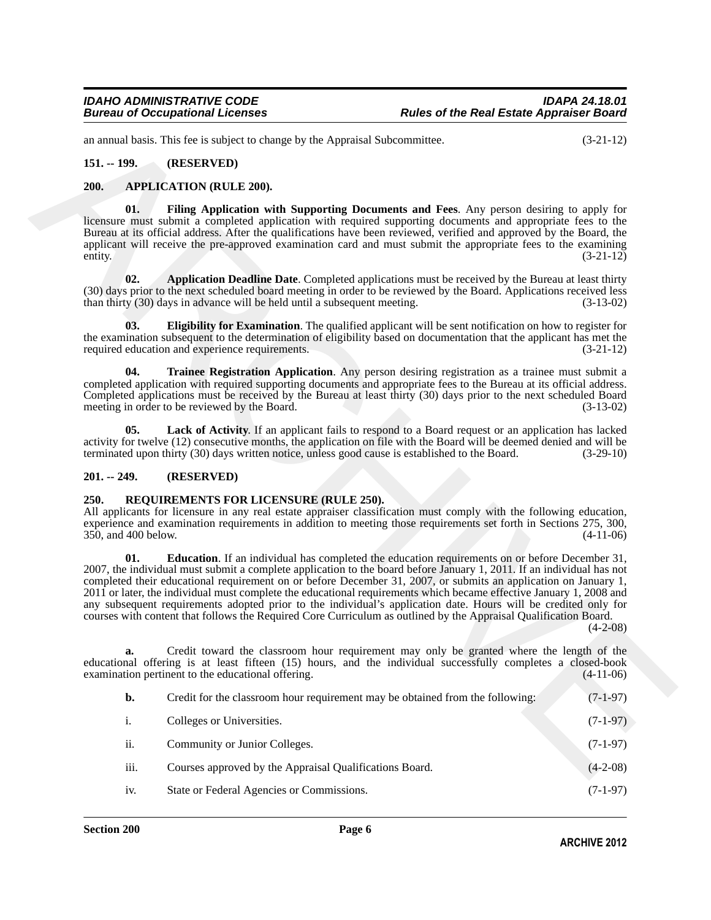an annual basis. This fee is subject to change by the Appraisal Subcommittee. (3-21-12)

**151. -- 199. (RESERVED)**

## 200. APPLICATION (RULE 200).

**01. Filing Application with Supporting Documents and Fees**. Any person desiring to apply for licensure must submit a completed application with required supporting documents and appropriate fees to the Bureau at its official address. After the qualifications have been reviewed, verified and approved by the Board, the applicant will receive the pre-approved examination card and must submit the appropriate fees to the examining entity. (3-21-12)

**02. Application Deadline Date**. Completed applications must be received by the Bureau at least thirty (30) days prior to the next scheduled board meeting in order to be reviewed by the Board. Applications received less than thirty (30) days in advance will be held until a subsequent meeting. (3-13-02)

**03. Eligibility for Examination**. The qualified applicant will be sent notification on how to register for the examination subsequent to the determination of eligibility based on documentation that the applicant has met the required education and experience requirements. (3-21-12)

**04. Trainee Registration Application**. Any person desiring registration as a trainee must submit a completed application with required supporting documents and appropriate fees to the Bureau at its official address. Completed applications must be received by the Bureau at least thirty (30) days prior to the next scheduled Board meeting in order to be reviewed by the Board. (3-13-02)

**05. Lack of Activity**. If an applicant fails to respond to a Board request or an application has lacked activity for twelve (12) consecutive months, the application on file with the Board will be deemed denied and will be terminated upon thirty (30) days written notice, unless good cause is established to the Board. (3-29-10)

**201. -- 249. (RESERVED)**

## 250. REQUIREMENTS FOR LICENSURE (RULE 250).

All applicants for licensure in any real estate appraiser classification must comply with the following education, experience and examination requirements in addition to meeting those requirements set forth in Sections 275, 300, 350, and 400 below. (4-11-06)

**01. Education**. If an individual has completed the education requirements on or before December 31, 2007, the individual must submit a complete application to the board before January 1, 2011. If an individual has not completed their educational requirement on or before December 31, 2007, or submits an application on January 1, 2011 or later, the individual must complete the educational requirements which became effective January 1, 2008 and any subsequent requirements adopted prior to the individual's application date. Hours will be credited only for courses with content that follows the Required Core Curriculum as outlined by the Appraisal Qualification Board. (4-2-08)

**a.** Credit toward the classroom hour requirement may only be granted where the length of the educational offering is at least fifteen (15) hours, and the individual successfully completes a closed-book examination pertinent to the educational offering. (4-11-06)

**b.** Credit for the classroom hour requirement may be obtained from the following: (7-1-97)

i. Colleges or Universities. (7-1-97)

ii. Community or Junior Colleges. (7-1-97)

iii. Courses approved by the Appraisal Qualifications Board. (4-2-08)

iv. State or Federal Agencies or Commissions. (7-1-97)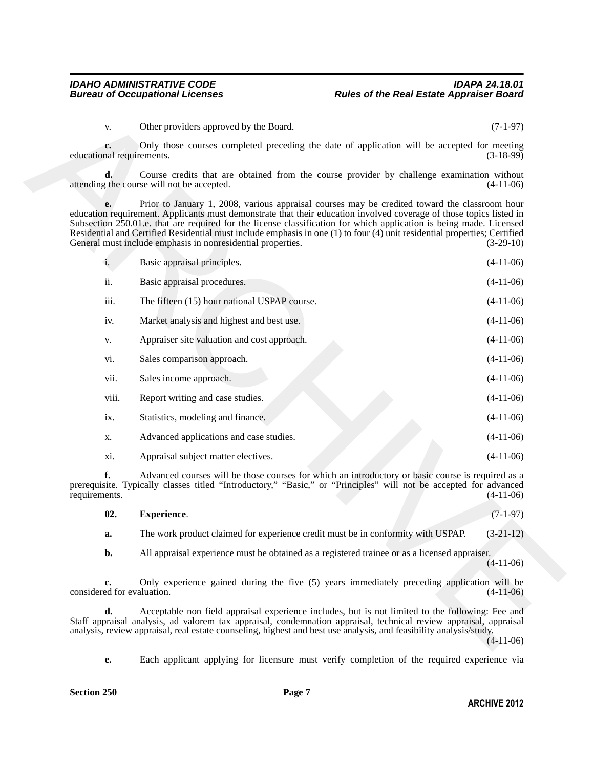v. Other providers approved by the Board. (7-1-97)

**c.** Only those courses completed preceding the date of application will be accepted for meeting educational requirements. (3-18-99)

**d.** Course credits that are obtained from the course provider by challenge examination without attending the course will not be accepted. (4-11-06)

**e.** Prior to January 1, 2008, various appraisal courses may be credited toward the classroom hour education requirement. Applicants must demonstrate that their education involved coverage of those topics listed in Subsection 250.01.e. that are required for the license classification for which application is being made. Licensed Residential and Certified Residential must include emphasis in one (1) to four (4) unit residential properties; Certified General must include emphasis in nonresidential properties. (3-29-10)

i. Basic appraisal principles. (4-11-06)

ii. Basic appraisal procedures. (4-11-06)

iii. The fifteen (15) hour national USPAP course. (4-11-06)

iv. Market analysis and highest and best use. (4-11-06)

v. Appraiser site valuation and cost approach. (4-11-06)

vi. Sales comparison approach. (4-11-06)

vii. Sales income approach. (4-11-06)

viii. Report writing and case studies. (4-11-06)

ix. Statistics, modeling and finance. (4-11-06)

x. Advanced applications and case studies. (4-11-06)

xi. Appraisal subject matter electives. (4-11-06)

**f.** Advanced courses will be those courses for which an introductory or basic course is required as a prerequisite. Typically classes titled "Introductory," "Basic," or "Principles" will not be accepted for advanced requirements. (4-11-06)

**02. Experience**. (7-1-97)

**a.** The work product claimed for experience credit must be in conformity with USPAP. (3-21-12)

**b.** All appraisal experience must be obtained as a registered trainee or as a licensed appraiser. (4-11-06)

**c.** Only experience gained during the five (5) years immediately preceding application will be considered for evaluation. (4-11-06)

**d.** Acceptable non field appraisal experience includes, but is not limited to the following: Fee and Staff appraisal analysis, ad valorem tax appraisal, condemnation appraisal, technical review appraisal, appraisal analysis, review appraisal, real estate counseling, highest and best use analysis, and feasibility analysis/study. (4-11-06)

**e.** Each applicant applying for licensure must verify completion of the required experience via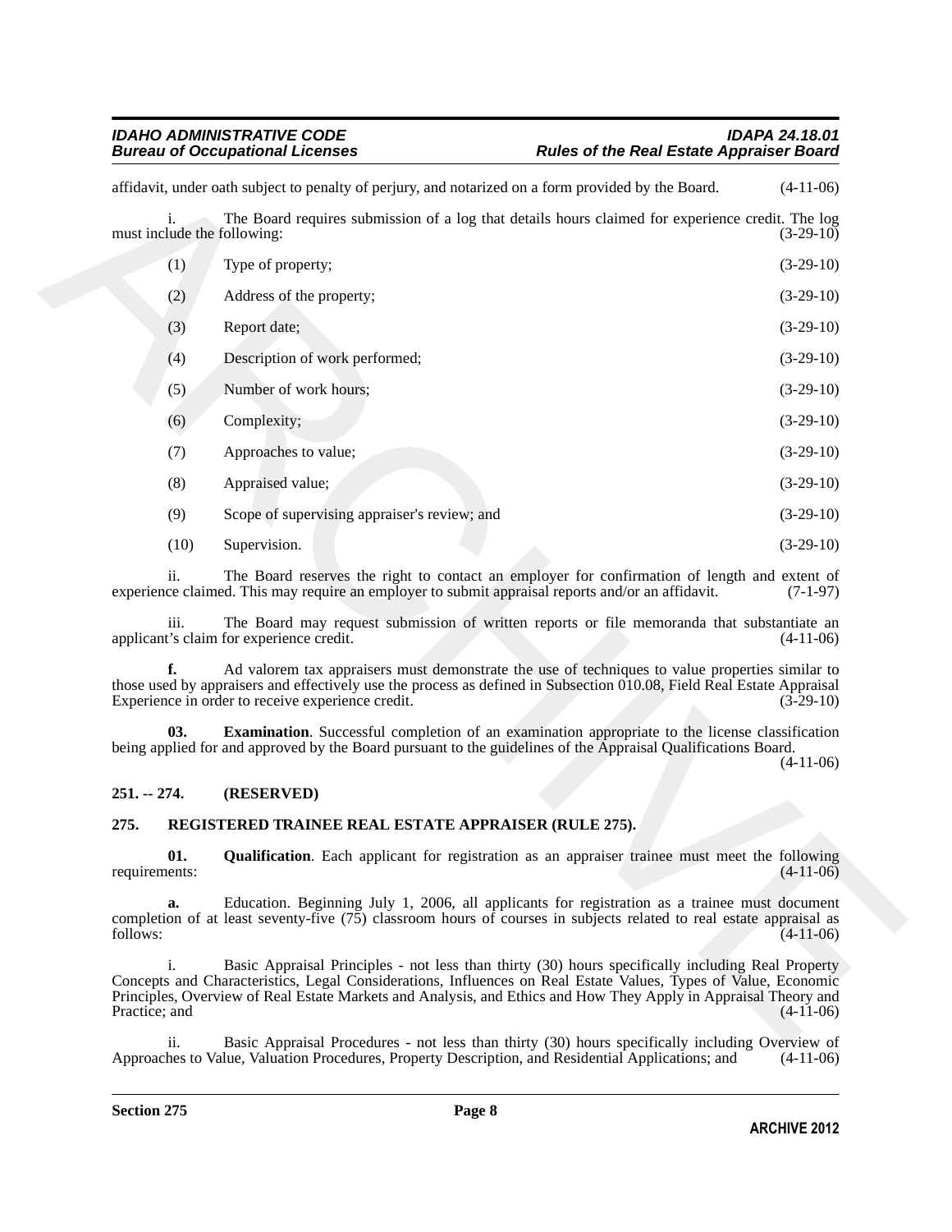affidavit, under oath subject to penalty of perjury, and notarized on a form provided by the Board. (4-11-06)

i. The Board requires submission of a log that details hours claimed for experience credit. The log must include the following: (3-29-10)

(1) Type of property; (3-29-10)

(2) Address of the property; (3-29-10)

(3) Report date; (3-29-10)

(4) Description of work performed; (3-29-10)

(5) Number of work hours; (3-29-10)

(6) Complexity; (3-29-10)

(7) Approaches to value; (3-29-10)

(8) Appraised value; (3-29-10)

(9) Scope of supervising appraiser's review; and (3-29-10)

(10) Supervision. (3-29-10)

ii. The Board reserves the right to contact an employer for confirmation of length and extent of experience claimed. This may require an employer to submit appraisal reports and/or an affidavit. (7-1-97)

iii. The Board may request submission of written reports or file memoranda that substantiate an applicant's claim for experience credit. (4-11-06)

**f.** Ad valorem tax appraisers must demonstrate the use of techniques to value properties similar to those used by appraisers and effectively use the process as defined in Subsection 010.08, Field Real Estate Appraisal Experience in order to receive experience credit. (3-29-10)

**03. Examination**. Successful completion of an examination appropriate to the license classification being applied for and approved by the Board pursuant to the guidelines of the Appraisal Qualifications Board. (4-11-06)

## 251. -- 274. (RESERVED)

## 275. REGISTERED TRAINEE REAL ESTATE APPRAISER (RULE 275).

**01. Qualification**. Each applicant for registration as an appraiser trainee must meet the following requirements: (4-11-06)

**a.** Education. Beginning July 1, 2006, all applicants for registration as a trainee must document completion of at least seventy-five (75) classroom hours of courses in subjects related to real estate appraisal as follows: (4-11-06)

i. Basic Appraisal Principles - not less than thirty (30) hours specifically including Real Property Concepts and Characteristics, Legal Considerations, Influences on Real Estate Values, Types of Value, Economic Principles, Overview of Real Estate Markets and Analysis, and Ethics and How They Apply in Appraisal Theory and Practice; and (4-11-06)

ii. Basic Appraisal Procedures - not less than thirty (30) hours specifically including Overview of Approaches to Value, Valuation Procedures, Property Description, and Residential Applications; and (4-11-06)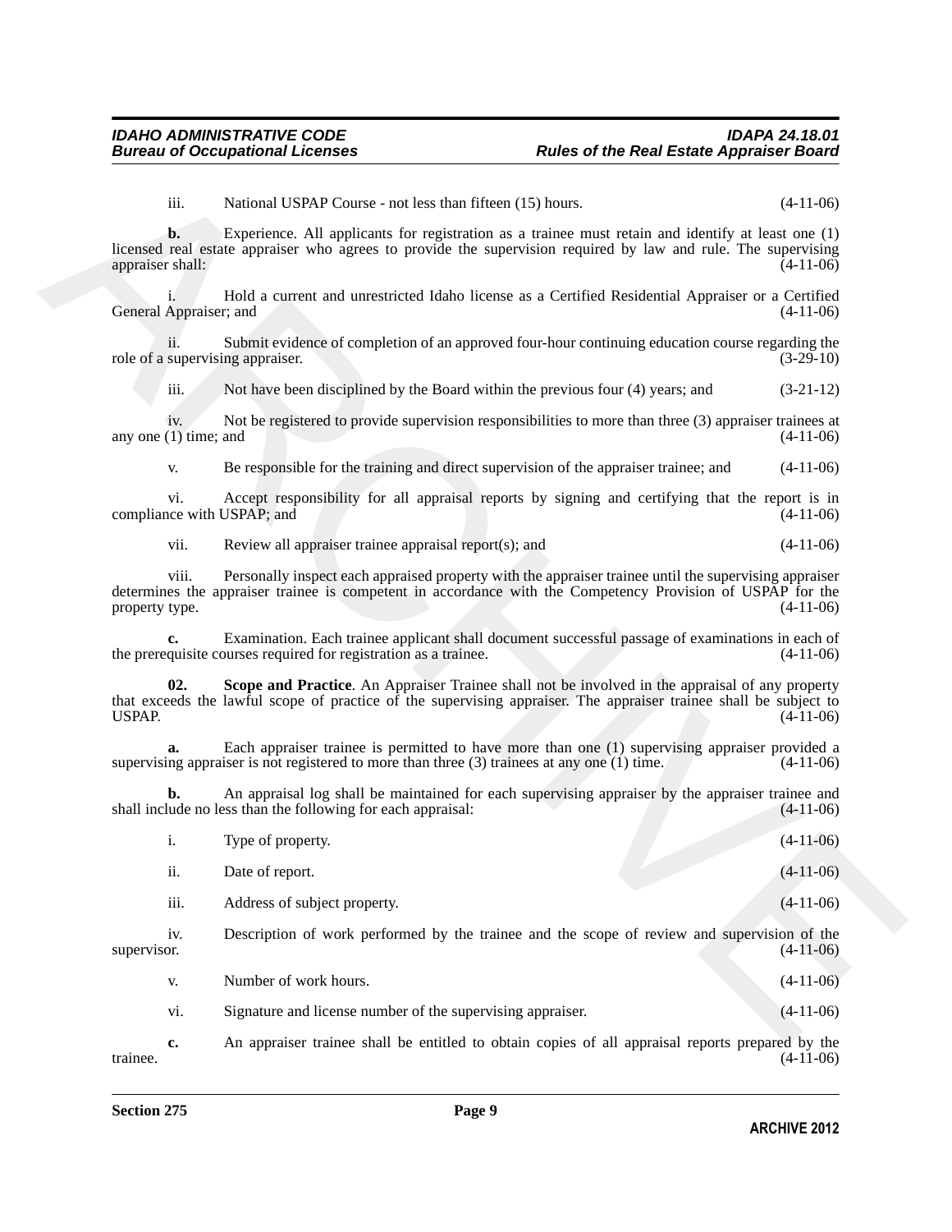iii. National USPAP Course - not less than fifteen (15) hours. (4-11-06)

**b.** Experience. All applicants for registration as a trainee must retain and identify at least one (1) licensed real estate appraiser who agrees to provide the supervision required by law and rule. The supervising appraiser shall: (4-11-06)

i. Hold a current and unrestricted Idaho license as a Certified Residential Appraiser or a Certified General Appraiser; and (4-11-06)

ii. Submit evidence of completion of an approved four-hour continuing education course regarding the role of a supervising appraiser. (3-29-10)

iii. Not have been disciplined by the Board within the previous four (4) years; and (3-21-12)

iv. Not be registered to provide supervision responsibilities to more than three (3) appraiser trainees at any one (1) time; and (4-11-06)

v. Be responsible for the training and direct supervision of the appraiser trainee; and (4-11-06)

vi. Accept responsibility for all appraisal reports by signing and certifying that the report is in compliance with USPAP; and (4-11-06)

vii. Review all appraiser trainee appraisal report(s); and (4-11-06)

viii. Personally inspect each appraised property with the appraiser trainee until the supervising appraiser determines the appraiser trainee is competent in accordance with the Competency Provision of USPAP for the property type. (4-11-06)

**c.** Examination. Each trainee applicant shall document successful passage of examinations in each of the prerequisite courses required for registration as a trainee. (4-11-06)

**02. Scope and Practice**. An Appraiser Trainee shall not be involved in the appraisal of any property that exceeds the lawful scope of practice of the supervising appraiser. The appraiser trainee shall be subject to USPAP. (4-11-06)

**a.** Each appraiser trainee is permitted to have more than one (1) supervising appraiser provided a supervising appraiser is not registered to more than three (3) trainees at any one (1) time. (4-11-06)

**b.** An appraisal log shall be maintained for each supervising appraiser by the appraiser trainee and shall include no less than the following for each appraisal: (4-11-06)

i. Type of property. (4-11-06)

ii. Date of report. (4-11-06)

iii. Address of subject property. (4-11-06)

iv. Description of work performed by the trainee and the scope of review and supervision of the supervisor. (4-11-06)

v. Number of work hours. (4-11-06)

vi. Signature and license number of the supervising appraiser. (4-11-06)

**c.** An appraiser trainee shall be entitled to obtain copies of all appraisal reports prepared by the trainee. (4-11-06)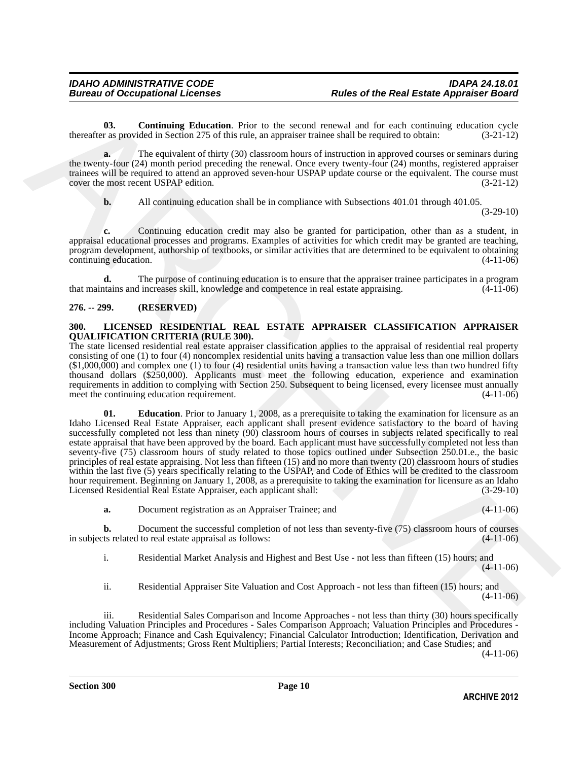**03. Continuing Education**. Prior to the second renewal and for each continuing education cycle thereafter as provided in Section 275 of this rule, an appraiser trainee shall be required to obtain: (3-21-12)

**a.** The equivalent of thirty (30) classroom hours of instruction in approved courses or seminars during the twenty-four (24) month period preceding the renewal. Once every twenty-four (24) months, registered appraiser trainees will be required to attend an approved seven-hour USPAP update course or the equivalent. The course must cover the most recent USPAP edition. (3-21-12)

**b.** All continuing education shall be in compliance with Subsections 401.01 through 401.05. (3-29-10)

**c.** Continuing education credit may also be granted for participation, other than as a student, in appraisal educational processes and programs. Examples of activities for which credit may be granted are teaching, program development, authorship of textbooks, or similar activities that are determined to be equivalent to obtaining continuing education. (4-11-06)

**d.** The purpose of continuing education is to ensure that the appraiser trainee participates in a program that maintains and increases skill, knowledge and competence in real estate appraising. (4-11-06)

## 276. -- 299. (RESERVED)

## 300. LICENSED RESIDENTIAL REAL ESTATE APPRAISER CLASSIFICATION APPRAISER QUALIFICATION CRITERIA (RULE 300).

The state licensed residential real estate appraiser classification applies to the appraisal of residential real property consisting of one (1) to four (4) noncomplex residential units having a transaction value less than one million dollars ($1,000,000) and complex one (1) to four (4) residential units having a transaction value less than two hundred fifty thousand dollars ($250,000). Applicants must meet the following education, experience and examination requirements in addition to complying with Section 250. Subsequent to being licensed, every licensee must annually meet the continuing education requirement. (4-11-06)

**01. Education**. Prior to January 1, 2008, as a prerequisite to taking the examination for licensure as an Idaho Licensed Real Estate Appraiser, each applicant shall present evidence satisfactory to the board of having successfully completed not less than ninety (90) classroom hours of courses in subjects related specifically to real estate appraisal that have been approved by the board. Each applicant must have successfully completed not less than seventy-five (75) classroom hours of study related to those topics outlined under Subsection 250.01.e., the basic principles of real estate appraising. Not less than fifteen (15) and no more than twenty (20) classroom hours of studies within the last five (5) years specifically relating to the USPAP, and Code of Ethics will be credited to the classroom hour requirement. Beginning on January 1, 2008, as a prerequisite to taking the examination for licensure as an Idaho Licensed Residential Real Estate Appraiser, each applicant shall: (3-29-10)

**a.** Document registration as an Appraiser Trainee; and (4-11-06)

**b.** Document the successful completion of not less than seventy-five (75) classroom hours of courses in subjects related to real estate appraisal as follows: (4-11-06)

i. Residential Market Analysis and Highest and Best Use - not less than fifteen (15) hours; and (4-11-06)

ii. Residential Appraiser Site Valuation and Cost Approach - not less than fifteen (15) hours; and (4-11-06)

iii. Residential Sales Comparison and Income Approaches - not less than thirty (30) hours specifically including Valuation Principles and Procedures - Sales Comparison Approach; Valuation Principles and Procedures - Income Approach; Finance and Cash Equivalency; Financial Calculator Introduction; Identification, Derivation and Measurement of Adjustments; Gross Rent Multipliers; Partial Interests; Reconciliation; and Case Studies; and (4-11-06)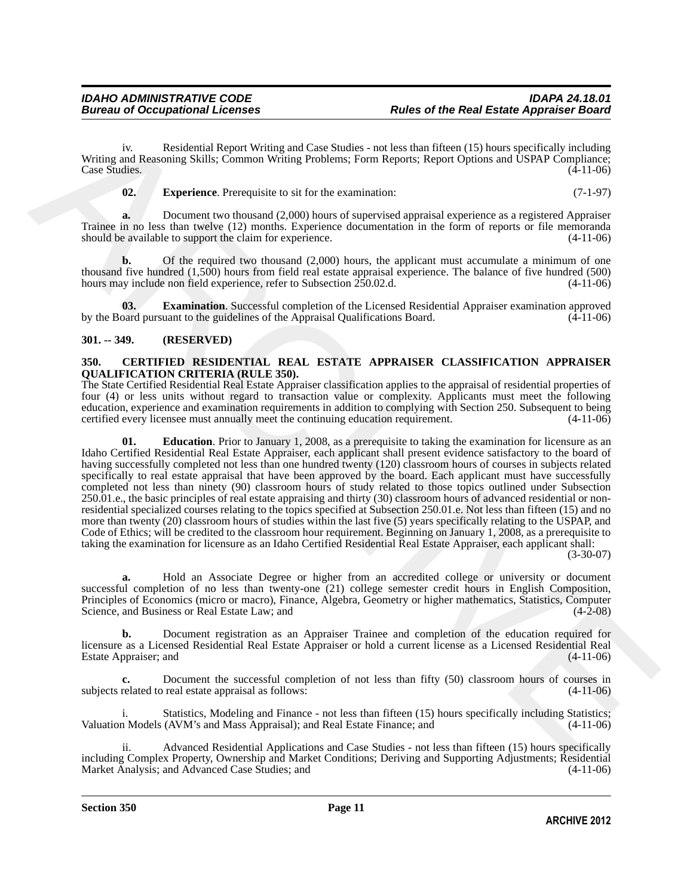iv. Residential Report Writing and Case Studies - not less than fifteen (15) hours specifically including Writing and Reasoning Skills; Common Writing Problems; Form Reports; Report Options and USPAP Compliance; Case Studies. (4-11-06)

**02. Experience**. Prerequisite to sit for the examination: (7-1-97)

**a.** Document two thousand (2,000) hours of supervised appraisal experience as a registered Appraiser Trainee in no less than twelve (12) months. Experience documentation in the form of reports or file memoranda should be available to support the claim for experience. (4-11-06)

**b.** Of the required two thousand (2,000) hours, the applicant must accumulate a minimum of one thousand five hundred (1,500) hours from field real estate appraisal experience. The balance of five hundred (500) hours may include non field experience, refer to Subsection 250.02.d. (4-11-06)

**03. Examination**. Successful completion of the Licensed Residential Appraiser examination approved by the Board pursuant to the guidelines of the Appraisal Qualifications Board. (4-11-06)

## 301. -- 349. (RESERVED)

## 350. CERTIFIED RESIDENTIAL REAL ESTATE APPRAISER CLASSIFICATION APPRAISER QUALIFICATION CRITERIA (RULE 350).

The State Certified Residential Real Estate Appraiser classification applies to the appraisal of residential properties of four (4) or less units without regard to transaction value or complexity. Applicants must meet the following education, experience and examination requirements in addition to complying with Section 250. Subsequent to being certified every licensee must annually meet the continuing education requirement. (4-11-06)

**01. Education**. Prior to January 1, 2008, as a prerequisite to taking the examination for licensure as an Idaho Certified Residential Real Estate Appraiser, each applicant shall present evidence satisfactory to the board of having successfully completed not less than one hundred twenty (120) classroom hours of courses in subjects related specifically to real estate appraisal that have been approved by the board. Each applicant must have successfully completed not less than ninety (90) classroom hours of study related to those topics outlined under Subsection 250.01.e., the basic principles of real estate appraising and thirty (30) classroom hours of advanced residential or non-residential specialized courses relating to the topics specified at Subsection 250.01.e. Not less than fifteen (15) and no more than twenty (20) classroom hours of studies within the last five (5) years specifically relating to the USPAP, and Code of Ethics; will be credited to the classroom hour requirement. Beginning on January 1, 2008, as a prerequisite to taking the examination for licensure as an Idaho Certified Residential Real Estate Appraiser, each applicant shall: (3-30-07)

**a.** Hold an Associate Degree or higher from an accredited college or university or document successful completion of no less than twenty-one (21) college semester credit hours in English Composition, Principles of Economics (micro or macro), Finance, Algebra, Geometry or higher mathematics, Statistics, Computer Science, and Business or Real Estate Law; and (4-2-08)

**b.** Document registration as an Appraiser Trainee and completion of the education required for licensure as a Licensed Residential Real Estate Appraiser or hold a current license as a Licensed Residential Real Estate Appraiser; and (4-11-06)

**c.** Document the successful completion of not less than fifty (50) classroom hours of courses in subjects related to real estate appraisal as follows: (4-11-06)

i. Statistics, Modeling and Finance - not less than fifteen (15) hours specifically including Statistics; Valuation Models (AVM's and Mass Appraisal); and Real Estate Finance; and (4-11-06)

ii. Advanced Residential Applications and Case Studies - not less than fifteen (15) hours specifically including Complex Property, Ownership and Market Conditions; Deriving and Supporting Adjustments; Residential Market Analysis; and Advanced Case Studies; and (4-11-06)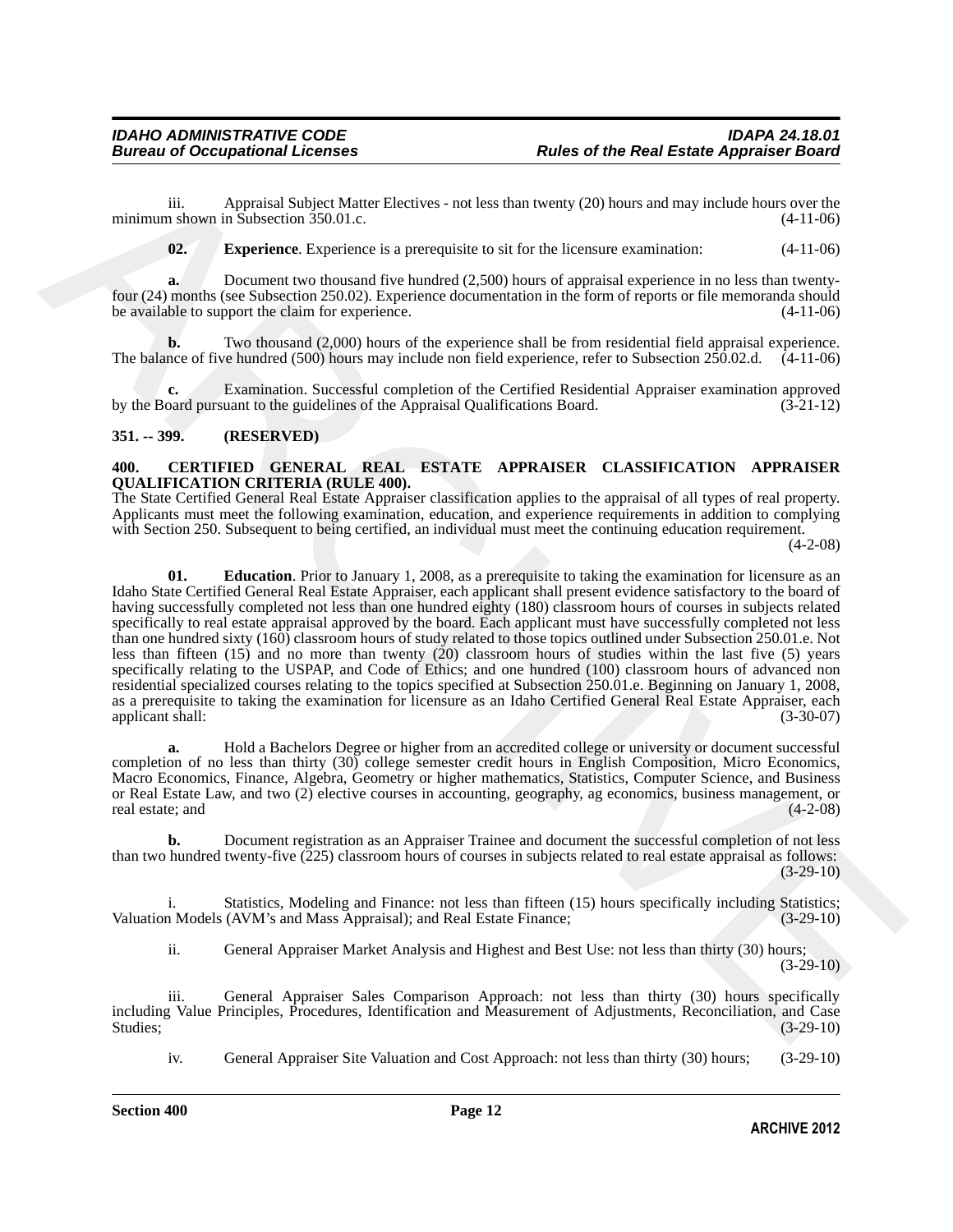iii. Appraisal Subject Matter Electives - not less than twenty (20) hours and may include hours over the minimum shown in Subsection 350.01.c. (4-11-06)

**02. Experience**. Experience is a prerequisite to sit for the licensure examination: (4-11-06)

**a.** Document two thousand five hundred (2,500) hours of appraisal experience in no less than twenty-four (24) months (see Subsection 250.02). Experience documentation in the form of reports or file memoranda should be available to support the claim for experience. (4-11-06)

**b.** Two thousand (2,000) hours of the experience shall be from residential field appraisal experience. The balance of five hundred (500) hours may include non field experience, refer to Subsection 250.02.d. (4-11-06)

**c.** Examination. Successful completion of the Certified Residential Appraiser examination approved by the Board pursuant to the guidelines of the Appraisal Qualifications Board. (3-21-12)

## 351. -- 399. (RESERVED)

## 400. CERTIFIED GENERAL REAL ESTATE APPRAISER CLASSIFICATION APPRAISER QUALIFICATION CRITERIA (RULE 400).

The State Certified General Real Estate Appraiser classification applies to the appraisal of all types of real property. Applicants must meet the following examination, education, and experience requirements in addition to complying with Section 250. Subsequent to being certified, an individual must meet the continuing education requirement. (4-2-08)

**01. Education**. Prior to January 1, 2008, as a prerequisite to taking the examination for licensure as an Idaho State Certified General Real Estate Appraiser, each applicant shall present evidence satisfactory to the board of having successfully completed not less than one hundred eighty (180) classroom hours of courses in subjects related specifically to real estate appraisal approved by the board. Each applicant must have successfully completed not less than one hundred sixty (160) classroom hours of study related to those topics outlined under Subsection 250.01.e. Not less than fifteen (15) and no more than twenty (20) classroom hours of studies within the last five (5) years specifically relating to the USPAP, and Code of Ethics; and one hundred (100) classroom hours of advanced non residential specialized courses relating to the topics specified at Subsection 250.01.e. Beginning on January 1, 2008, as a prerequisite to taking the examination for licensure as an Idaho Certified General Real Estate Appraiser, each applicant shall: (3-30-07)

**a.** Hold a Bachelors Degree or higher from an accredited college or university or document successful completion of no less than thirty (30) college semester credit hours in English Composition, Micro Economics, Macro Economics, Finance, Algebra, Geometry or higher mathematics, Statistics, Computer Science, and Business or Real Estate Law, and two (2) elective courses in accounting, geography, ag economics, business management, or real estate; and (4-2-08)

**b.** Document registration as an Appraiser Trainee and document the successful completion of not less than two hundred twenty-five (225) classroom hours of courses in subjects related to real estate appraisal as follows: (3-29-10)

i. Statistics, Modeling and Finance: not less than fifteen (15) hours specifically including Statistics; Valuation Models (AVM's and Mass Appraisal); and Real Estate Finance; (3-29-10)

ii. General Appraiser Market Analysis and Highest and Best Use: not less than thirty (30) hours; (3-29-10)

iii. General Appraiser Sales Comparison Approach: not less than thirty (30) hours specifically including Value Principles, Procedures, Identification and Measurement of Adjustments, Reconciliation, and Case Studies; (3-29-10)

iv. General Appraiser Site Valuation and Cost Approach: not less than thirty (30) hours; (3-29-10)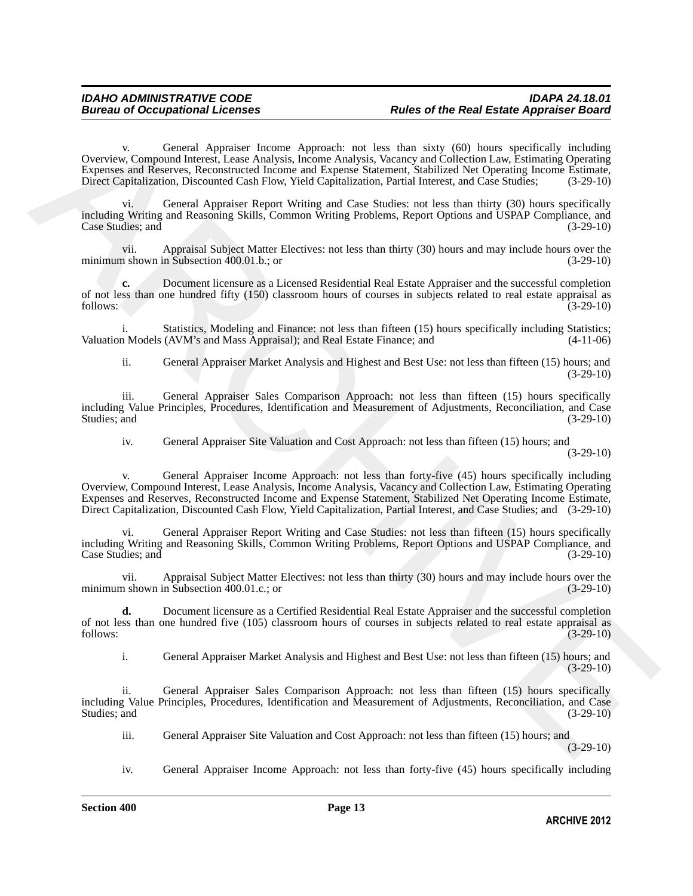v. General Appraiser Income Approach: not less than sixty (60) hours specifically including Overview, Compound Interest, Lease Analysis, Income Analysis, Vacancy and Collection Law, Estimating Operating Expenses and Reserves, Reconstructed Income and Expense Statement, Stabilized Net Operating Income Estimate, Direct Capitalization, Discounted Cash Flow, Yield Capitalization, Partial Interest, and Case Studies; (3-29-10)

vi. General Appraiser Report Writing and Case Studies: not less than thirty (30) hours specifically including Writing and Reasoning Skills, Common Writing Problems, Report Options and USPAP Compliance, and Case Studies; and (3-29-10)

vii. Appraisal Subject Matter Electives: not less than thirty (30) hours and may include hours over the minimum shown in Subsection 400.01.b.; or (3-29-10)

**c.** Document licensure as a Licensed Residential Real Estate Appraiser and the successful completion of not less than one hundred fifty (150) classroom hours of courses in subjects related to real estate appraisal as follows: (3-29-10)

i. Statistics, Modeling and Finance: not less than fifteen (15) hours specifically including Statistics; Valuation Models (AVM's and Mass Appraisal); and Real Estate Finance; and (4-11-06)

ii. General Appraiser Market Analysis and Highest and Best Use: not less than fifteen (15) hours; and (3-29-10)

iii. General Appraiser Sales Comparison Approach: not less than fifteen (15) hours specifically including Value Principles, Procedures, Identification and Measurement of Adjustments, Reconciliation, and Case Studies; and (3-29-10)

iv. General Appraiser Site Valuation and Cost Approach: not less than fifteen (15) hours; and (3-29-10)

v. General Appraiser Income Approach: not less than forty-five (45) hours specifically including Overview, Compound Interest, Lease Analysis, Income Analysis, Vacancy and Collection Law, Estimating Operating Expenses and Reserves, Reconstructed Income and Expense Statement, Stabilized Net Operating Income Estimate, Direct Capitalization, Discounted Cash Flow, Yield Capitalization, Partial Interest, and Case Studies; and (3-29-10)

vi. General Appraiser Report Writing and Case Studies: not less than fifteen (15) hours specifically including Writing and Reasoning Skills, Common Writing Problems, Report Options and USPAP Compliance, and Case Studies; and (3-29-10)

vii. Appraisal Subject Matter Electives: not less than thirty (30) hours and may include hours over the minimum shown in Subsection 400.01.c.; or (3-29-10)

**d.** Document licensure as a Certified Residential Real Estate Appraiser and the successful completion of not less than one hundred five (105) classroom hours of courses in subjects related to real estate appraisal as follows: (3-29-10)

i. General Appraiser Market Analysis and Highest and Best Use: not less than fifteen (15) hours; and (3-29-10)

ii. General Appraiser Sales Comparison Approach: not less than fifteen (15) hours specifically including Value Principles, Procedures, Identification and Measurement of Adjustments, Reconciliation, and Case Studies; and (3-29-10)

iii. General Appraiser Site Valuation and Cost Approach: not less than fifteen (15) hours; and (3-29-10)

iv. General Appraiser Income Approach: not less than forty-five (45) hours specifically including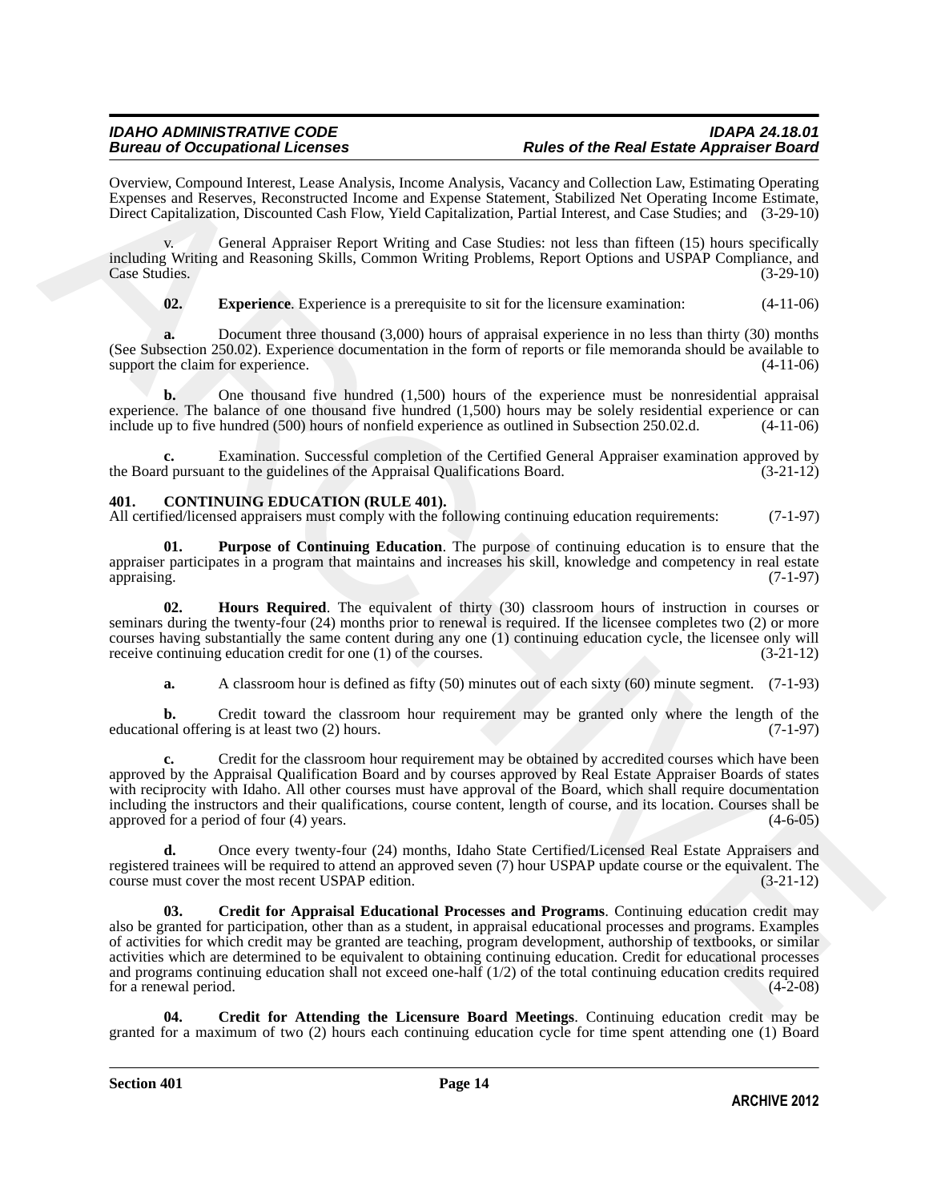Overview, Compound Interest, Lease Analysis, Income Analysis, Vacancy and Collection Law, Estimating Operating Expenses and Reserves, Reconstructed Income and Expense Statement, Stabilized Net Operating Income Estimate, Direct Capitalization, Discounted Cash Flow, Yield Capitalization, Partial Interest, and Case Studies; and (3-29-10)

v. General Appraiser Report Writing and Case Studies: not less than fifteen (15) hours specifically including Writing and Reasoning Skills, Common Writing Problems, Report Options and USPAP Compliance, and Case Studies. (3-29-10)

**02. Experience**. Experience is a prerequisite to sit for the licensure examination: (4-11-06)

**a.** Document three thousand (3,000) hours of appraisal experience in no less than thirty (30) months (See Subsection 250.02). Experience documentation in the form of reports or file memoranda should be available to support the claim for experience. (4-11-06)

**b.** One thousand five hundred (1,500) hours of the experience must be nonresidential appraisal experience. The balance of one thousand five hundred (1,500) hours may be solely residential experience or can include up to five hundred (500) hours of nonfield experience as outlined in Subsection 250.02.d. (4-11-06)

**c.** Examination. Successful completion of the Certified General Appraiser examination approved by the Board pursuant to the guidelines of the Appraisal Qualifications Board. (3-21-12)

## 401. CONTINUING EDUCATION (RULE 401).

All certified/licensed appraisers must comply with the following continuing education requirements: (7-1-97)

**01. Purpose of Continuing Education**. The purpose of continuing education is to ensure that the appraiser participates in a program that maintains and increases his skill, knowledge and competency in real estate appraising. (7-1-97)

**02. Hours Required**. The equivalent of thirty (30) classroom hours of instruction in courses or seminars during the twenty-four (24) months prior to renewal is required. If the licensee completes two (2) or more courses having substantially the same content during any one (1) continuing education cycle, the licensee only will receive continuing education credit for one (1) of the courses. (3-21-12)

**a.** A classroom hour is defined as fifty (50) minutes out of each sixty (60) minute segment. (7-1-93)

**b.** Credit toward the classroom hour requirement may be granted only where the length of the educational offering is at least two (2) hours. (7-1-97)

**c.** Credit for the classroom hour requirement may be obtained by accredited courses which have been approved by the Appraisal Qualification Board and by courses approved by Real Estate Appraiser Boards of states with reciprocity with Idaho. All other courses must have approval of the Board, which shall require documentation including the instructors and their qualifications, course content, length of course, and its location. Courses shall be approved for a period of four (4) years. (4-6-05)

**d.** Once every twenty-four (24) months, Idaho State Certified/Licensed Real Estate Appraisers and registered trainees will be required to attend an approved seven (7) hour USPAP update course or the equivalent. The course must cover the most recent USPAP edition. (3-21-12)

**03. Credit for Appraisal Educational Processes and Programs**. Continuing education credit may also be granted for participation, other than as a student, in appraisal educational processes and programs. Examples of activities for which credit may be granted are teaching, program development, authorship of textbooks, or similar activities which are determined to be equivalent to obtaining continuing education. Credit for educational processes and programs continuing education shall not exceed one-half (1/2) of the total continuing education credits required for a renewal period. (4-2-08)

**04. Credit for Attending the Licensure Board Meetings**. Continuing education credit may be granted for a maximum of two (2) hours each continuing education cycle for time spent attending one (1) Board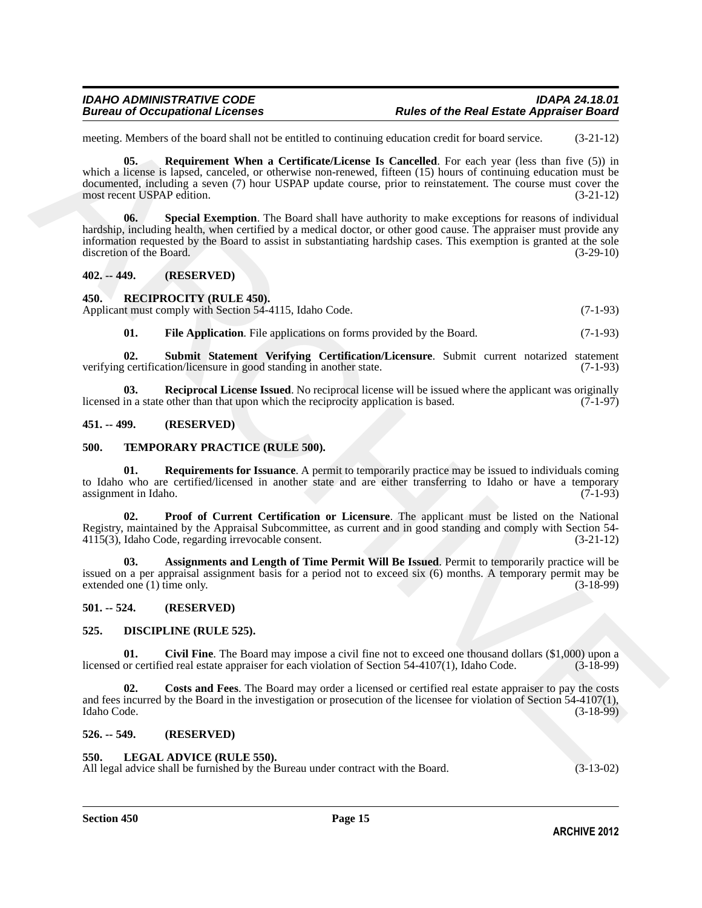meeting. Members of the board shall not be entitled to continuing education credit for board service. (3-21-12)

**05. Requirement When a Certificate/License Is Cancelled**. For each year (less than five (5)) in which a license is lapsed, canceled, or otherwise non-renewed, fifteen (15) hours of continuing education must be documented, including a seven (7) hour USPAP update course, prior to reinstatement. The course must cover the most recent USPAP edition. (3-21-12)

**06. Special Exemption**. The Board shall have authority to make exceptions for reasons of individual hardship, including health, when certified by a medical doctor, or other good cause. The appraiser must provide any information requested by the Board to assist in substantiating hardship cases. This exemption is granted at the sole discretion of the Board. (3-29-10)

### 402. -- 449. (RESERVED)

### 450. RECIPROCITY (RULE 450).

Applicant must comply with Section 54-4115, Idaho Code. (7-1-93)

**01. File Application**. File applications on forms provided by the Board. (7-1-93)

**02. Submit Statement Verifying Certification/Licensure**. Submit current notarized statement verifying certification/licensure in good standing in another state. (7-1-93)

**03. Reciprocal License Issued**. No reciprocal license will be issued where the applicant was originally licensed in a state other than that upon which the reciprocity application is based. (7-1-97)

### 451. -- 499. (RESERVED)

### 500. TEMPORARY PRACTICE (RULE 500).

**01. Requirements for Issuance**. A permit to temporarily practice may be issued to individuals coming to Idaho who are certified/licensed in another state and are either transferring to Idaho or have a temporary assignment in Idaho. (7-1-93)

**02. Proof of Current Certification or Licensure**. The applicant must be listed on the National Registry, maintained by the Appraisal Subcommittee, as current and in good standing and comply with Section 54-4115(3), Idaho Code, regarding irrevocable consent. (3-21-12)

**03. Assignments and Length of Time Permit Will Be Issued**. Permit to temporarily practice will be issued on a per appraisal assignment basis for a period not to exceed six (6) months. A temporary permit may be extended one (1) time only. (3-18-99)

### 501. -- 524. (RESERVED)

### 525. DISCIPLINE (RULE 525).

**01. Civil Fine**. The Board may impose a civil fine not to exceed one thousand dollars ($1,000) upon a licensed or certified real estate appraiser for each violation of Section 54-4107(1), Idaho Code. (3-18-99)

**02. Costs and Fees**. The Board may order a licensed or certified real estate appraiser to pay the costs and fees incurred by the Board in the investigation or prosecution of the licensee for violation of Section 54-4107(1), Idaho Code. (3-18-99)

### 526. -- 549. (RESERVED)

### 550. LEGAL ADVICE (RULE 550).

All legal advice shall be furnished by the Bureau under contract with the Board. (3-13-02)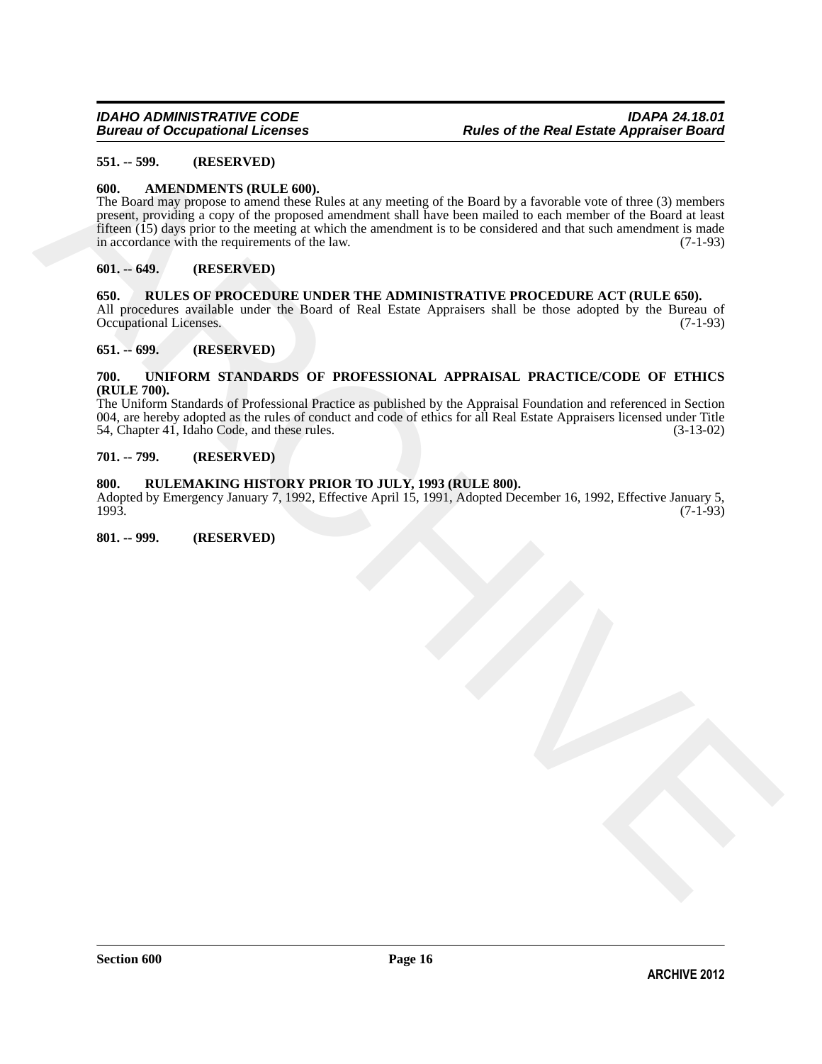**551. -- 599. (RESERVED)**

**600. AMENDMENTS (RULE 600).**

The Board may propose to amend these Rules at any meeting of the Board by a favorable vote of three (3) members present, providing a copy of the proposed amendment shall have been mailed to each member of the Board at least fifteen (15) days prior to the meeting at which the amendment is to be considered and that such amendment is made in accordance with the requirements of the law. (7-1-93)

**601. -- 649. (RESERVED)**

**650. RULES OF PROCEDURE UNDER THE ADMINISTRATIVE PROCEDURE ACT (RULE 650).**

All procedures available under the Board of Real Estate Appraisers shall be those adopted by the Bureau of Occupational Licenses. (7-1-93)

**651. -- 699. (RESERVED)**

**700. UNIFORM STANDARDS OF PROFESSIONAL APPRAISAL PRACTICE/CODE OF ETHICS (RULE 700).**

The Uniform Standards of Professional Practice as published by the Appraisal Foundation and referenced in Section 004, are hereby adopted as the rules of conduct and code of ethics for all Real Estate Appraisers licensed under Title 54, Chapter 41, Idaho Code, and these rules. (3-13-02)

**701. -- 799. (RESERVED)**

**800. RULEMAKING HISTORY PRIOR TO JULY, 1993 (RULE 800).**

Adopted by Emergency January 7, 1992, Effective April 15, 1991, Adopted December 16, 1992, Effective January 5, 1993. (7-1-93)

**801. -- 999. (RESERVED)**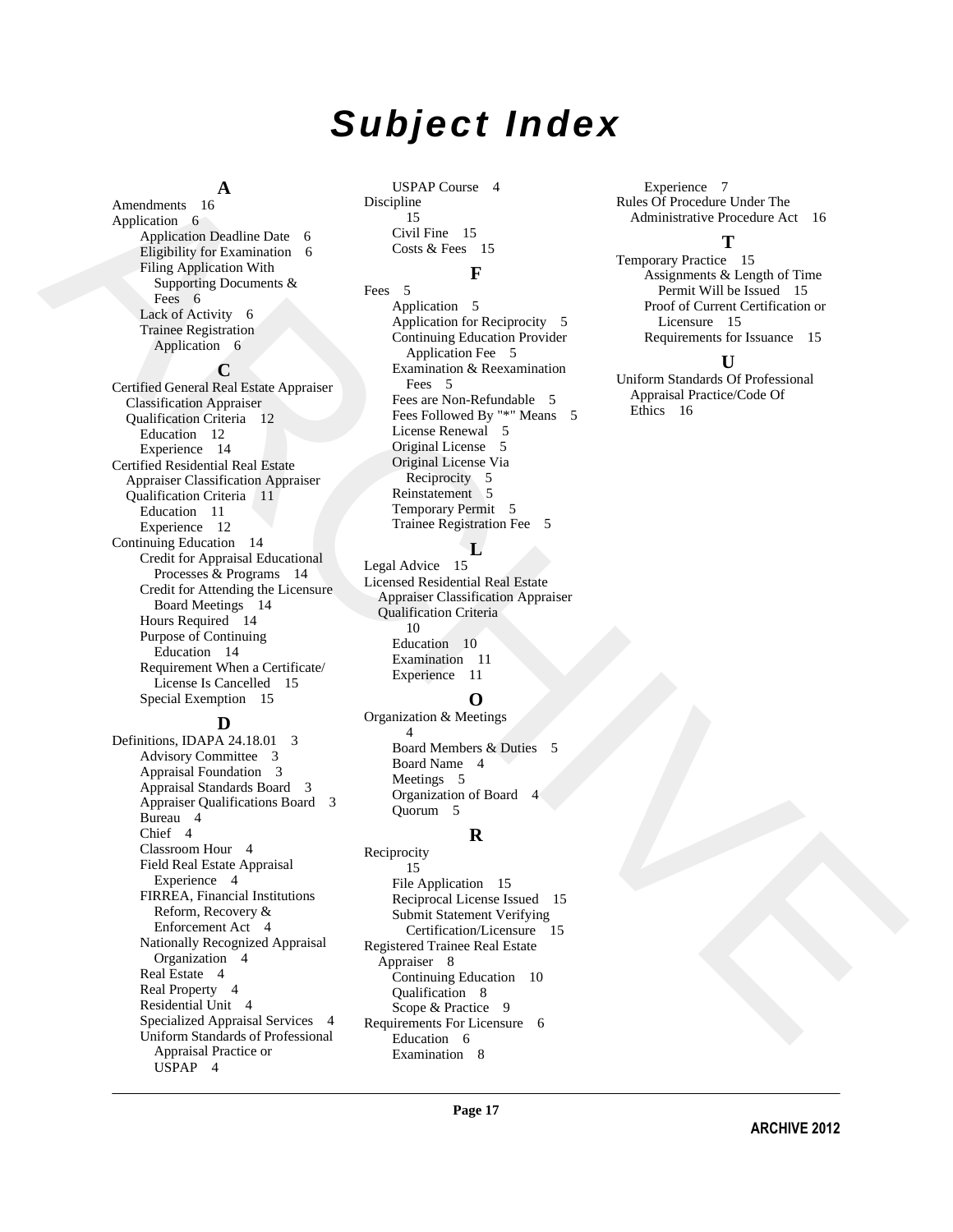# Subject Index

## A

Amendments 16
Application 6
- Application Deadline Date 6
- Eligibility for Examination 6
- Filing Application With Supporting Documents & Fees 6
- Lack of Activity 6
- Trainee Registration Application 6

## C

Certified General Real Estate Appraiser Classification Appraiser Qualification Criteria 12
- Education 12
- Experience 14

Certified Residential Real Estate Appraiser Classification Appraiser Qualification Criteria 11
- Education 11
- Experience 12

Continuing Education 14
- Credit for Appraisal Educational Processes & Programs 14
- Credit for Attending the Licensure Board Meetings 14
- Hours Required 14
- Purpose of Continuing Education 14
- Requirement When a Certificate/ License Is Cancelled 15
- Special Exemption 15

## D

Definitions, IDAPA 24.18.01 3
- Advisory Committee 3
- Appraisal Foundation 3
- Appraisal Standards Board 3
- Appraiser Qualifications Board 3
- Bureau 4
- Chief 4
- Classroom Hour 4
- Field Real Estate Appraisal Experience 4
- FIRREA, Financial Institutions Reform, Recovery & Enforcement Act 4
- Nationally Recognized Appraisal Organization 4
- Real Estate 4
- Real Property 4
- Residential Unit 4
- Specialized Appraisal Services 4
- Uniform Standards of Professional Appraisal Practice or USPAP 4
- USPAP Course 4

Discipline 15
- Civil Fine 15
- Costs & Fees 15

## F

Fees 5
- Application 5
- Application for Reciprocity 5
- Continuing Education Provider Application Fee 5
- Examination & Reexamination Fees 5
- Fees are Non-Refundable 5
- Fees Followed By "*" Means 5
- License Renewal 5
- Original License 5
- Original License Via Reciprocity 5
- Reinstatement 5
- Temporary Permit 5
- Trainee Registration Fee 5

## L

Legal Advice 15
Licensed Residential Real Estate Appraiser Classification Appraiser Qualification Criteria 10
- Education 10
- Examination 11
- Experience 11

## O

Organization & Meetings 4
- Board Members & Duties 5
- Board Name 4
- Meetings 5
- Organization of Board 4
- Quorum 5

## R

Reciprocity 15
- File Application 15
- Reciprocal License Issued 15
- Submit Statement Verifying Certification/Licensure 15

Registered Trainee Real Estate Appraiser 8
- Continuing Education 10
- Qualification 8
- Scope & Practice 9

Requirements For Licensure 6
- Education 6
- Examination 8
- Experience 7

Rules Of Procedure Under The Administrative Procedure Act 16

## T

Temporary Practice 15
- Assignments & Length of Time Permit Will be Issued 15
- Proof of Current Certification or Licensure 15
- Requirements for Issuance 15

## U

Uniform Standards Of Professional Appraisal Practice/Code Of Ethics 16